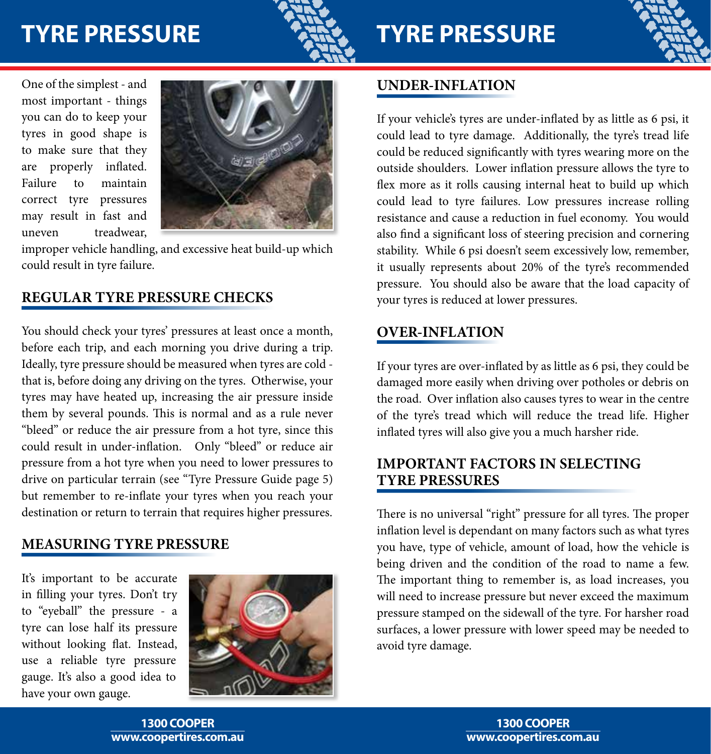# TYRE PRESSURE

One of the simplest - and most important - things you can do to keep your tyres in good shape is to make sure that they are properly inflated. Failure to maintain correct tyre pressures may result in fast and uneven treadwear, improper vehicle handling, and excessive heat build-up which could result in tyre failure.

## REGULAR TYRE PRESSURE CHECKS

You should check your tyres' pressures at least once a month, before each trip, and each morning you drive during a trip. Ideally, tyre pressure should be measured when tyres are cold - that is, before doing any driving on the tyres. Otherwise, your tyres may have heated up, increasing the air pressure inside them by several pounds. This is normal and as a rule never "bleed" or reduce the air pressure from a hot tyre, since this could result in under-inflation. Only "bleed" or reduce air pressure from a hot tyre when you need to lower pressures to drive on particular terrain (see "Tyre Pressure Guide page 5) but remember to re-inflate your tyres when you reach your destination or return to terrain that requires higher pressures.

## MEASURING TYRE PRESSURE

It's important to be accurate in filling your tyres. Don't try to "eyeball" the pressure - a tyre can lose half its pressure without looking flat. Instead, use a reliable tyre pressure gauge. It's also a good idea to have your own gauge.

# TYRE PRESSURE

## UNDER-INFLATION

If your vehicle's tyres are under-inflated by as little as 6 psi, it could lead to tyre damage. Additionally, the tyre's tread life could be reduced significantly with tyres wearing more on the outside shoulders. Lower inflation pressure allows the tyre to flex more as it rolls causing internal heat to build up which could lead to tyre failures. Low pressures increase rolling resistance and cause a reduction in fuel economy. You would also find a significant loss of steering precision and cornering stability. While 6 psi doesn't seem excessively low, remember, it usually represents about 20% of the tyre's recommended pressure. You should also be aware that the load capacity of your tyres is reduced at lower pressures.

## OVER-INFLATION

If your tyres are over-inflated by as little as 6 psi, they could be damaged more easily when driving over potholes or debris on the road. Over inflation also causes tyres to wear in the centre of the tyre's tread which will reduce the tread life. Higher inflated tyres will also give you a much harsher ride.

## IMPORTANT FACTORS IN SELECTING TYRE PRESSURES

There is no universal "right" pressure for all tyres. The proper inflation level is dependant on many factors such as what tyres you have, type of vehicle, amount of load, how the vehicle is being driven and the condition of the road to name a few. The important thing to remember is, as load increases, you will need to increase pressure but never exceed the maximum pressure stamped on the sidewall of the tyre. For harsher road surfaces, a lower pressure with lower speed may be needed to avoid tyre damage.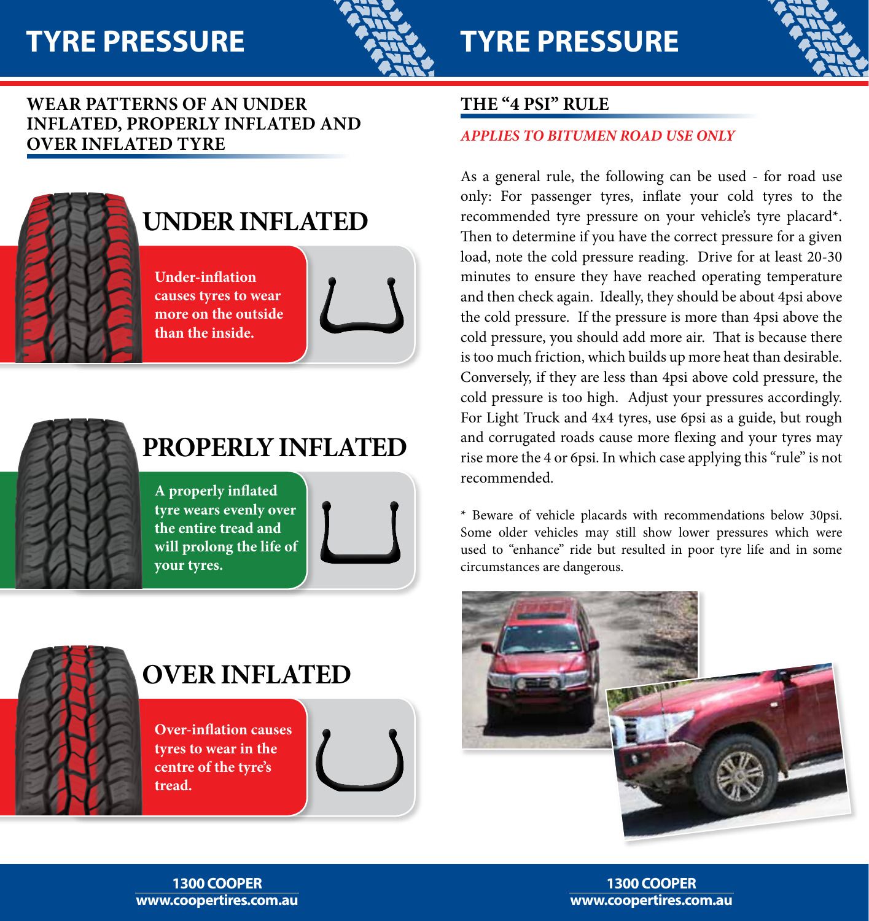# TYRE PRESSURE

## WEAR PATTERNS OF AN UNDER INFLATED, PROPERLY INFLATED AND OVER INFLATED TYRE

### UNDER INFLATED

**Under-inflation causes tyres to wear more on the outside than the inside.**

### PROPERLY INFLATED

**A properly inflated tyre wears evenly over the entire tread and will prolong the life of your tyres.**

### OVER INFLATED

**Over-inflation causes tyres to wear in the centre of the tyre's tread.**

# TYRE PRESSURE

## THE "4 PSI" RULE

*APPLIES TO BITUMEN ROAD USE ONLY*

As a general rule, the following can be used - for road use only: For passenger tyres, inflate your cold tyres to the recommended tyre pressure on your vehicle's tyre placard*. Then to determine if you have the correct pressure for a given load, note the cold pressure reading. Drive for at least 20-30 minutes to ensure they have reached operating temperature and then check again. Ideally, they should be about 4psi above the cold pressure. If the pressure is more than 4psi above the cold pressure, you should add more air. That is because there is too much friction, which builds up more heat than desirable. Conversely, if they are less than 4psi above cold pressure, the cold pressure is too high. Adjust your pressures accordingly. For Light Truck and 4x4 tyres, use 6psi as a guide, but rough and corrugated roads cause more flexing and your tyres may rise more the 4 or 6psi. In which case applying this "rule" is not recommended.

* Beware of vehicle placards with recommendations below 30psi. Some older vehicles may still show lower pressures which were used to "enhance" ride but resulted in poor tyre life and in some circumstances are dangerous.

**1300 COOPER**
**www.coopertires.com.au**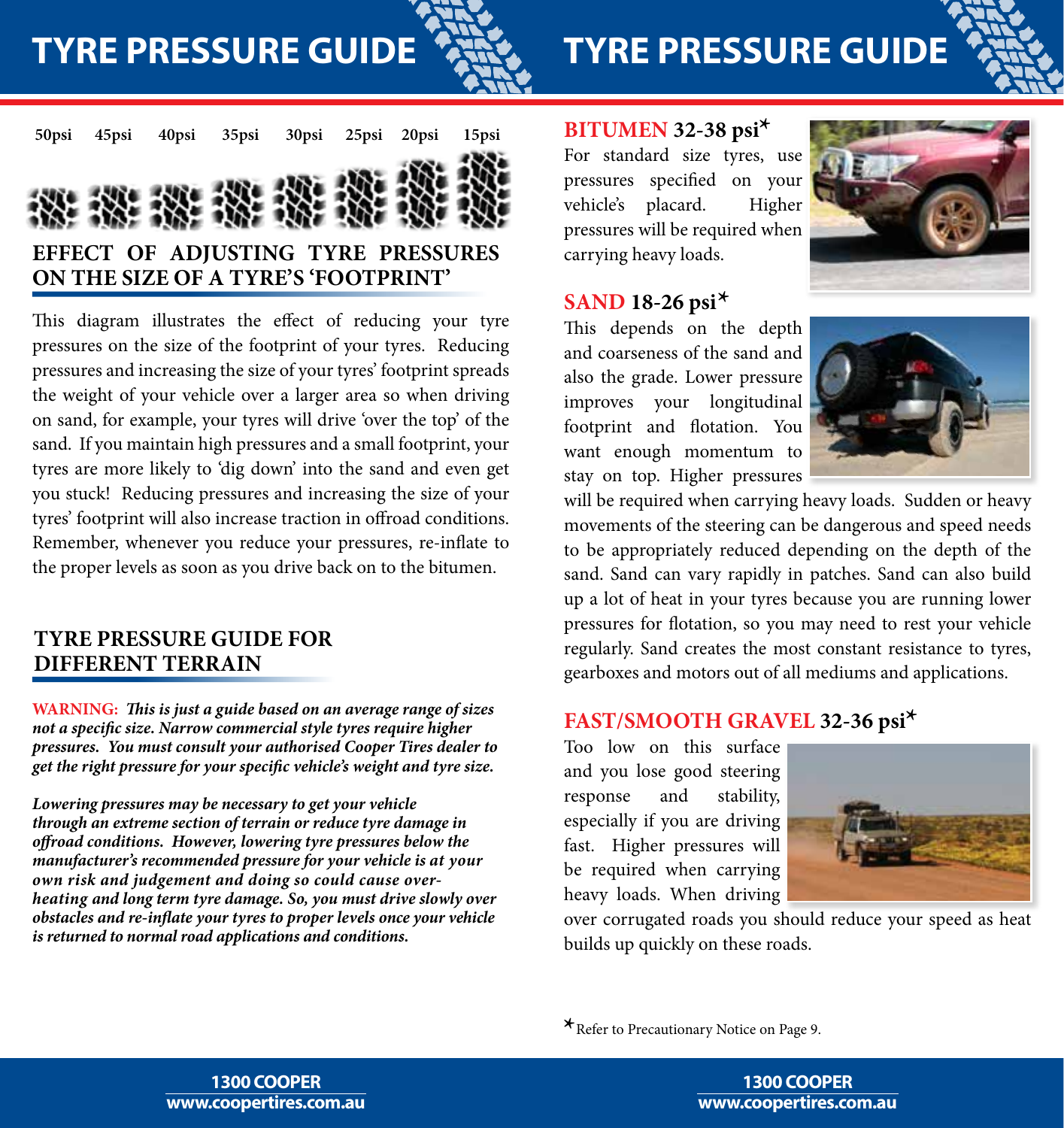# TYRE PRESSURE GUIDE

50psi 45psi 40psi 35psi 30psi 25psi 20psi 15psi

## EFFECT OF ADJUSTING TYRE PRESSURES ON THE SIZE OF A TYRE'S 'FOOTPRINT'

This diagram illustrates the effect of reducing your tyre pressures on the size of the footprint of your tyres. Reducing pressures and increasing the size of your tyres' footprint spreads the weight of your vehicle over a larger area so when driving on sand, for example, your tyres will drive 'over the top' of the sand. If you maintain high pressures and a small footprint, your tyres are more likely to 'dig down' into the sand and even get you stuck! Reducing pressures and increasing the size of your tyres' footprint will also increase traction in offroad conditions. Remember, whenever you reduce your pressures, re-inflate to the proper levels as soon as you drive back on to the bitumen.

## TYRE PRESSURE GUIDE FOR DIFFERENT TERRAIN

**WARNING:** ***This is just a guide based on an average range of sizes not a specific size. Narrow commercial style tyres require higher pressures. You must consult your authorised Cooper Tires dealer to get the right pressure for your specific vehicle's weight and tyre size.***

***Lowering pressures may be necessary to get your vehicle through an extreme section of terrain or reduce tyre damage in offroad conditions. However, lowering tyre pressures below the manufacturer's recommended pressure for your vehicle is at your own risk and judgement and doing so could cause over-heating and long term tyre damage. So, you must drive slowly over obstacles and re-inflate your tyres to proper levels once your vehicle is returned to normal road applications and conditions.***

### BITUMEN 32-38 psi*

For standard size tyres, use pressures specified on your vehicle's placard. Higher pressures will be required when carrying heavy loads.

### SAND 18-26 psi*

This depends on the depth and coarseness of the sand and also the grade. Lower pressure improves your longitudinal footprint and flotation. You want enough momentum to stay on top. Higher pressures will be required when carrying heavy loads. Sudden or heavy movements of the steering can be dangerous and speed needs to be appropriately reduced depending on the depth of the sand. Sand can vary rapidly in patches. Sand can also build up a lot of heat in your tyres because you are running lower pressures for flotation, so you may need to rest your vehicle regularly. Sand creates the most constant resistance to tyres, gearboxes and motors out of all mediums and applications.

### FAST/SMOOTH GRAVEL 32-36 psi*

Too low on this surface and you lose good steering response and stability, especially if you are driving fast. Higher pressures will be required when carrying heavy loads. When driving over corrugated roads you should reduce your speed as heat builds up quickly on these roads.

*Refer to Precautionary Notice on Page 9.

1300 COOPER
www.coopertires.com.au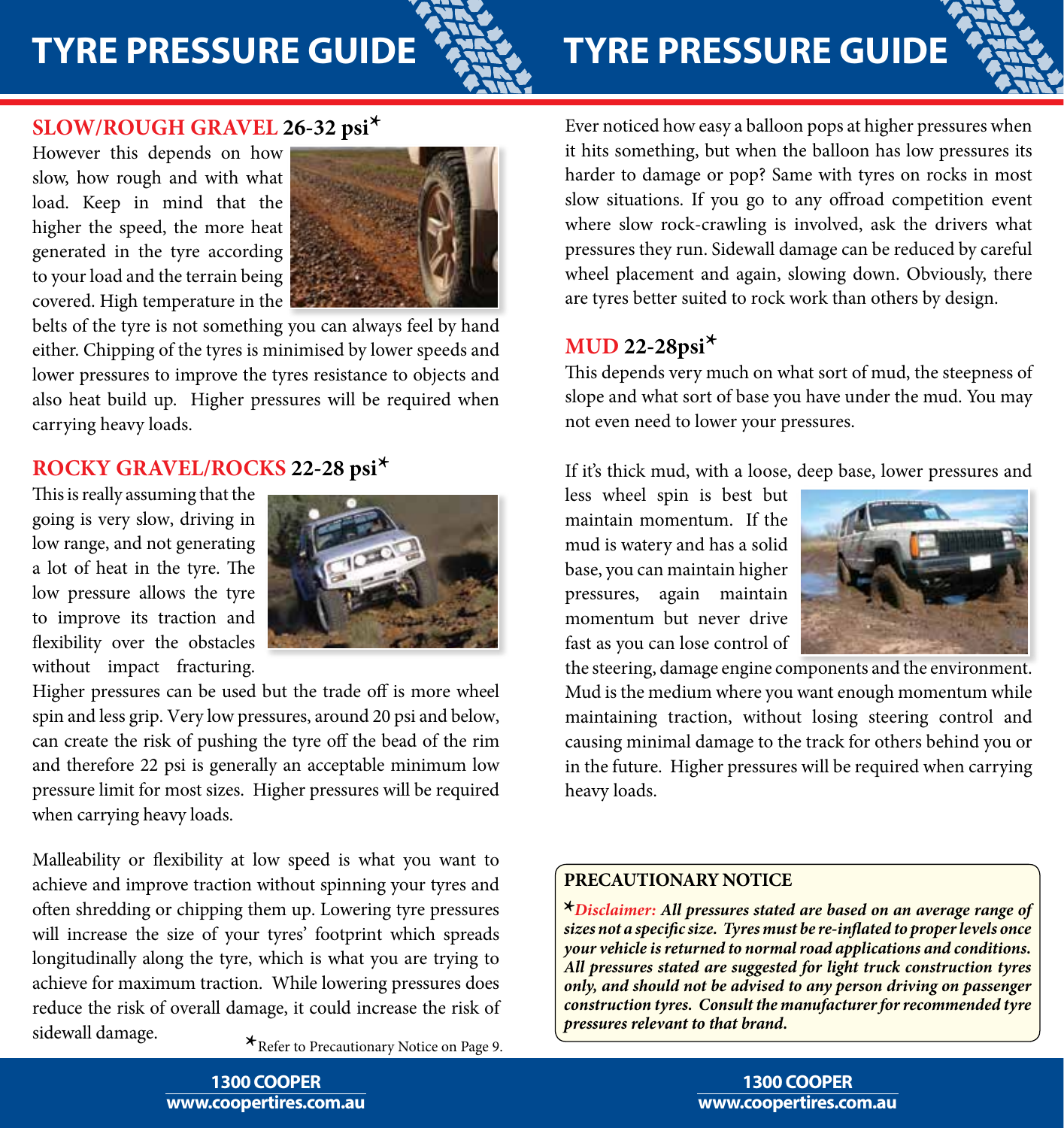# TYRE PRESSURE GUIDE

## SLOW/ROUGH GRAVEL 26-32 psi*

However this depends on how slow, how rough and with what load. Keep in mind that the higher the speed, the more heat generated in the tyre according to your load and the terrain being covered. High temperature in the belts of the tyre is not something you can always feel by hand either. Chipping of the tyres is minimised by lower speeds and lower pressures to improve the tyres resistance to objects and also heat build up. Higher pressures will be required when carrying heavy loads.

## ROCKY GRAVEL/ROCKS 22-28 psi*

This is really assuming that the going is very slow, driving in low range, and not generating a lot of heat in the tyre. The low pressure allows the tyre to improve its traction and flexibility over the obstacles without impact fracturing. Higher pressures can be used but the trade off is more wheel spin and less grip. Very low pressures, around 20 psi and below, can create the risk of pushing the tyre off the bead of the rim and therefore 22 psi is generally an acceptable minimum low pressure limit for most sizes. Higher pressures will be required when carrying heavy loads.

Malleability or flexibility at low speed is what you want to achieve and improve traction without spinning your tyres and often shredding or chipping them up. Lowering tyre pressures will increase the size of your tyres' footprint which spreads longitudinally along the tyre, which is what you are trying to achieve for maximum traction. While lowering pressures does reduce the risk of overall damage, it could increase the risk of sidewall damage.

*Refer to Precautionary Notice on Page 9.

Ever noticed how easy a balloon pops at higher pressures when it hits something, but when the balloon has low pressures its harder to damage or pop? Same with tyres on rocks in most slow situations. If you go to any offroad competition event where slow rock-crawling is involved, ask the drivers what pressures they run. Sidewall damage can be reduced by careful wheel placement and again, slowing down. Obviously, there are tyres better suited to rock work than others by design.

## MUD 22-28psi*

This depends very much on what sort of mud, the steepness of slope and what sort of base you have under the mud. You may not even need to lower your pressures.

If it's thick mud, with a loose, deep base, lower pressures and less wheel spin is best but maintain momentum. If the mud is watery and has a solid base, you can maintain higher pressures, again maintain momentum but never drive fast as you can lose control of the steering, damage engine components and the environment. Mud is the medium where you want enough momentum while maintaining traction, without losing steering control and causing minimal damage to the track for others behind you or in the future. Higher pressures will be required when carrying heavy loads.

**PRECAUTIONARY NOTICE**

****Disclaimer:* All pressures stated are based on an average range of sizes not a specific size. Tyres must be re-inflated to proper levels once your vehicle is returned to normal road applications and conditions. All pressures stated are suggested for light truck construction tyres only, and should not be advised to any person driving on passenger construction tyres. Consult the manufacturer for recommended tyre pressures relevant to that brand.***

1300 COOPER
www.coopertires.com.au